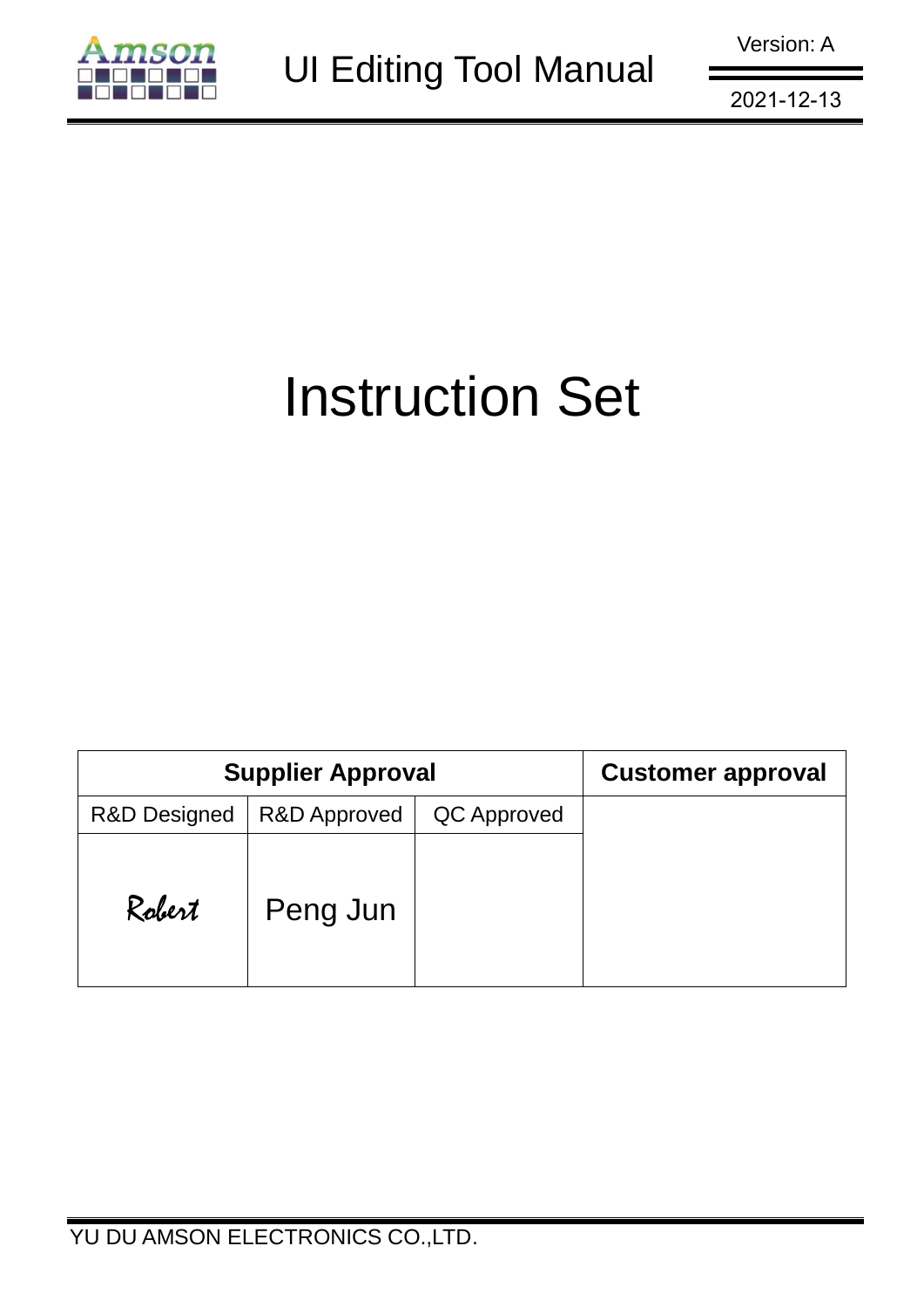# Instruction Set

| Supplier Approval | | | Customer approval |
|---|---|---|---|
| R&D Designed | R&D Approved | QC Approved | |
| Robert | Peng Jun | | |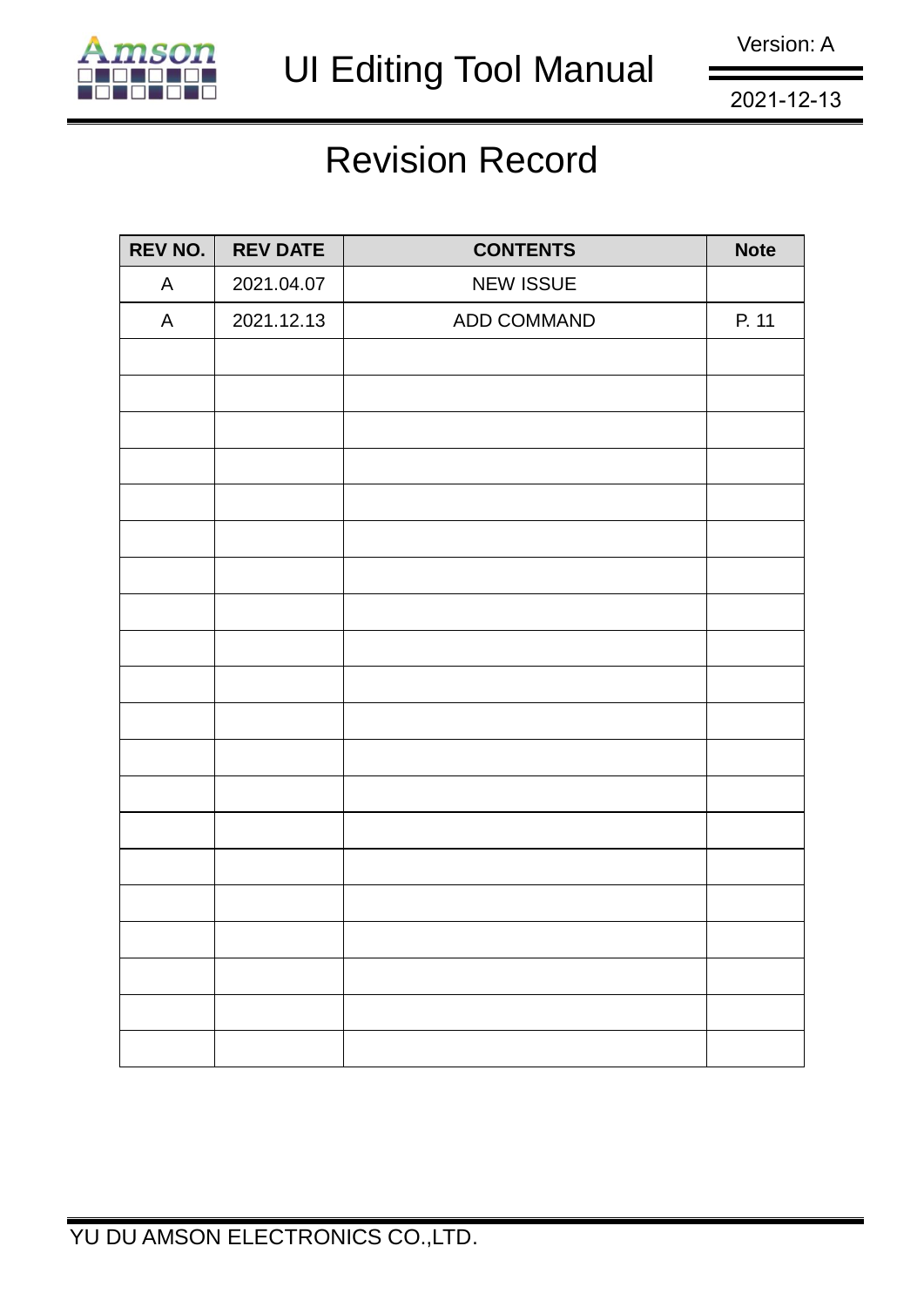# Revision Record

| REV NO. | REV DATE | CONTENTS | Note |
|---|---|---|---|
| A | 2021.04.07 | NEW ISSUE | |
| A | 2021.12.13 | ADD COMMAND | P. 11 |
| | | | |
| | | | |
| | | | |
| | | | |
| | | | |
| | | | |
| | | | |
| | | | |
| | | | |
| | | | |
| | | | |
| | | | |
| | | | |
| | | | |
| | | | |
| | | | |
| | | | |
| | | | |
| | | | |
| | | | |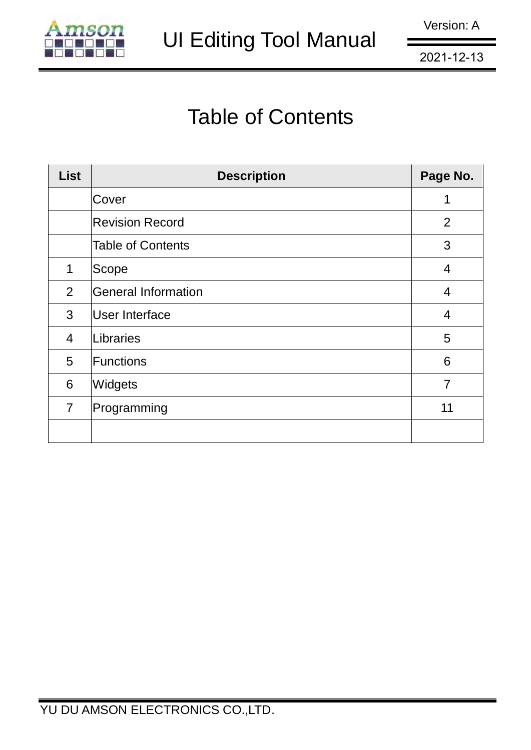# Table of Contents

| List | Description | Page No. |
|---|---|---|
| | Cover | 1 |
| | Revision Record | 2 |
| | Table of Contents | 3 |
| 1 | Scope | 4 |
| 2 | General Information | 4 |
| 3 | User Interface | 4 |
| 4 | Libraries | 5 |
| 5 | Functions | 6 |
| 6 | Widgets | 7 |
| 7 | Programming | 11 |
| | | |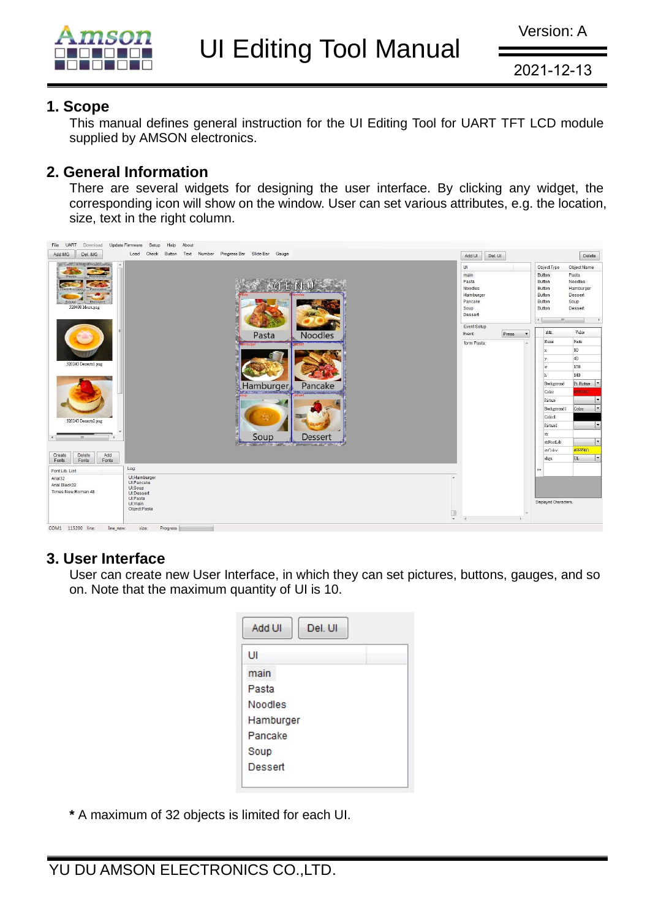## 1. Scope

This manual defines general instruction for the UI Editing Tool for UART TFT LCD module supplied by AMSON electronics.

## 2. General Information

There are several widgets for designing the user interface. By clicking any widget, the corresponding icon will show on the window. User can set various attributes, e.g. the location, size, text in the right column.

## 3. User Interface

User can create new User Interface, in which they can set pictures, buttons, gauges, and so on. Note that the maximum quantity of UI is 10.

**\*** A maximum of 32 objects is limited for each UI.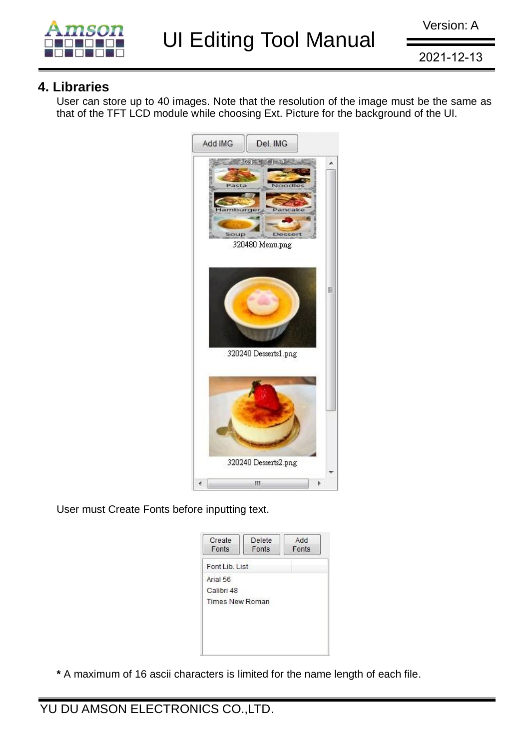## 4. Libraries

User can store up to 40 images. Note that the resolution of the image must be the same as that of the TFT LCD module while choosing Ext. Picture for the background of the UI.

User must Create Fonts before inputting text.

**\*** A maximum of 16 ascii characters is limited for the name length of each file.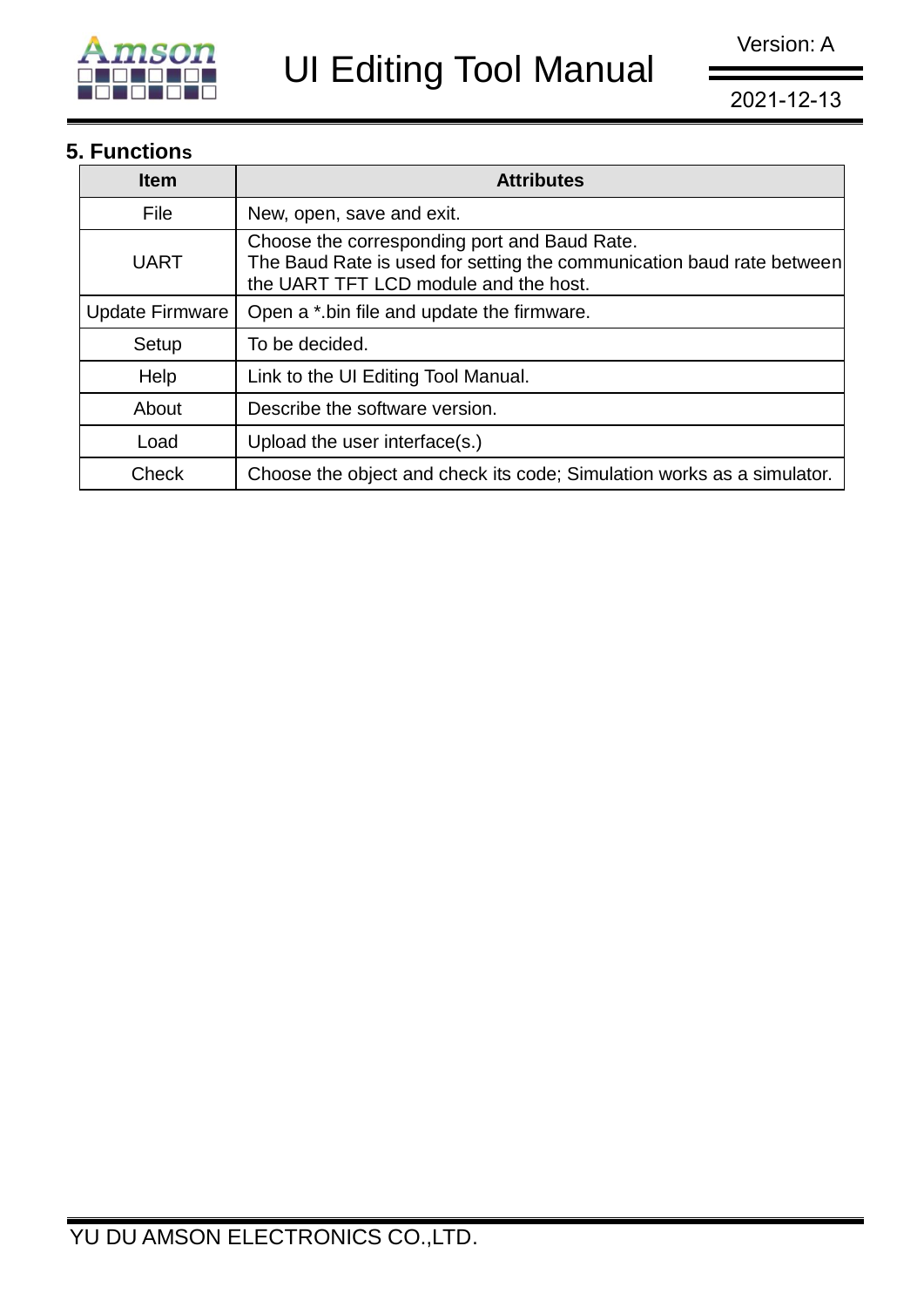## 5. Functions

| Item | Attributes |
|---|---|
| File | New, open, save and exit. |
| UART | Choose the corresponding port and Baud Rate.<br>The Baud Rate is used for setting the communication baud rate between the UART TFT LCD module and the host. |
| Update Firmware | Open a *.bin file and update the firmware. |
| Setup | To be decided. |
| Help | Link to the UI Editing Tool Manual. |
| About | Describe the software version. |
| Load | Upload the user interface(s.) |
| Check | Choose the object and check its code; Simulation works as a simulator. |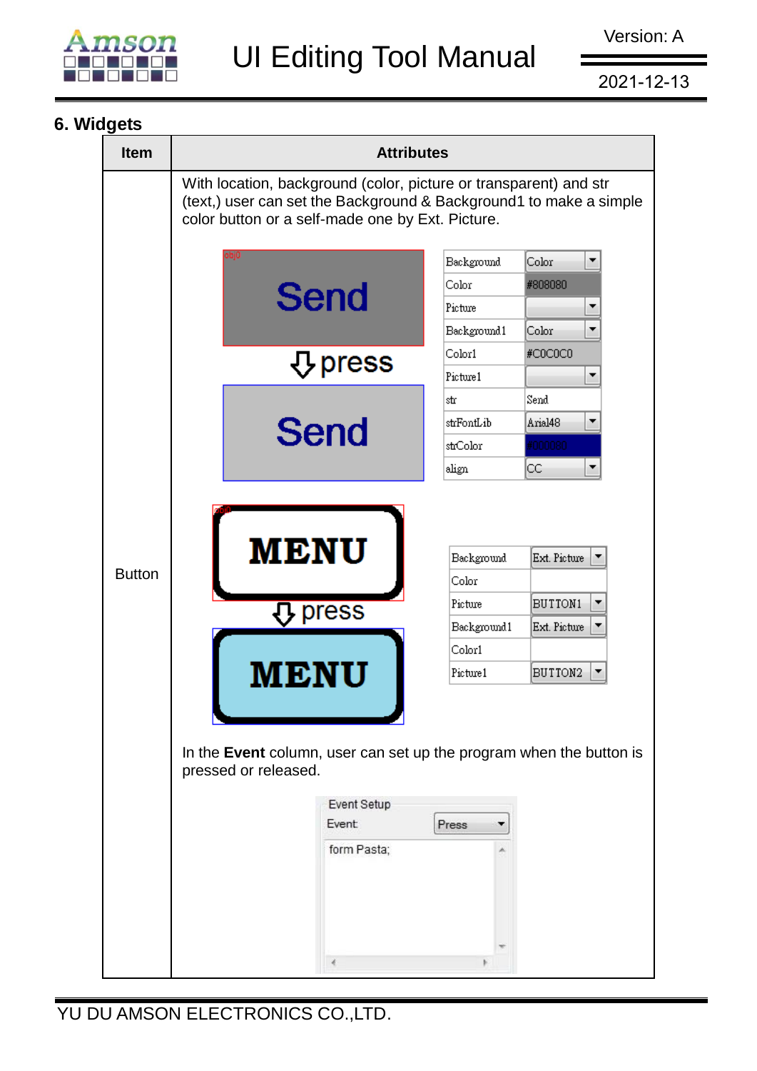## 6. Widgets

| Item | Attributes |
|---|---|
| Button | With location, background (color, picture or transparent) and str (text,) user can set the Background & Background1 to make a simple color button or a self-made one by Ext. Picture.<br><br>In the **Event** column, user can set up the program when the button is pressed or released. |

| Background | Color |
|---|---|
| Color | #808080 |
| Picture | |
| Background1 | Color |
| Color1 | #C0C0C0 |
| Picture1 | |
| str | Send |
| strFontLib | Arial48 |
| strColor | #000080 |
| align | CC |

| Background | Ext. Picture |
|---|---|
| Color | |
| Picture | BUTTON1 |
| Background1 | Ext. Picture |
| Color1 | |
| Picture1 | BUTTON2 |

Event Setup

Event: Press

```
form Pasta;
```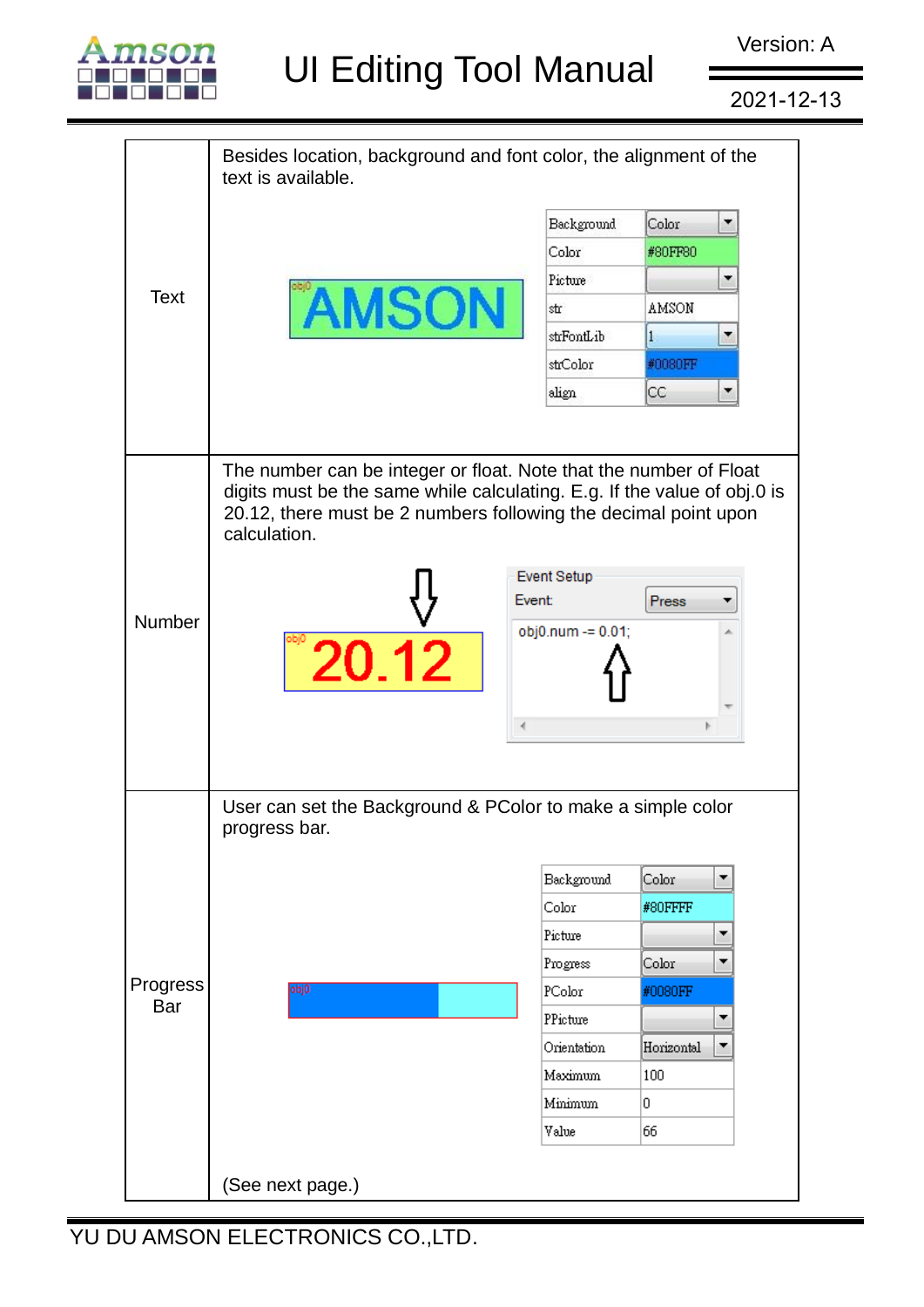| | |
|---|---|
| Text | Besides location, background and font color, the alignment of the text is available.<br><br>AMSON<br><br>Background: Color<br>Color: #80FF80<br>Picture:<br>str: AMSON<br>strFontLib: 1<br>strColor: #0080FF<br>align: CC |
| Number | The number can be integer or float. Note that the number of Float digits must be the same while calculating. E.g. If the value of obj.0 is 20.12, there must be 2 numbers following the decimal point upon calculation.<br><br>20.12<br><br>Event Setup<br>Event: Press<br>obj0.num -= 0.01; |
| Progress Bar | User can set the Background & PColor to make a simple color progress bar.<br><br>Background: Color<br>Color: #80FFFF<br>Picture:<br>Progress: Color<br>PColor: #0080FF<br>PPicture:<br>Orientation: Horizontal<br>Maximum: 100<br>Minimum: 0<br>Value: 66<br><br>(See next page.) |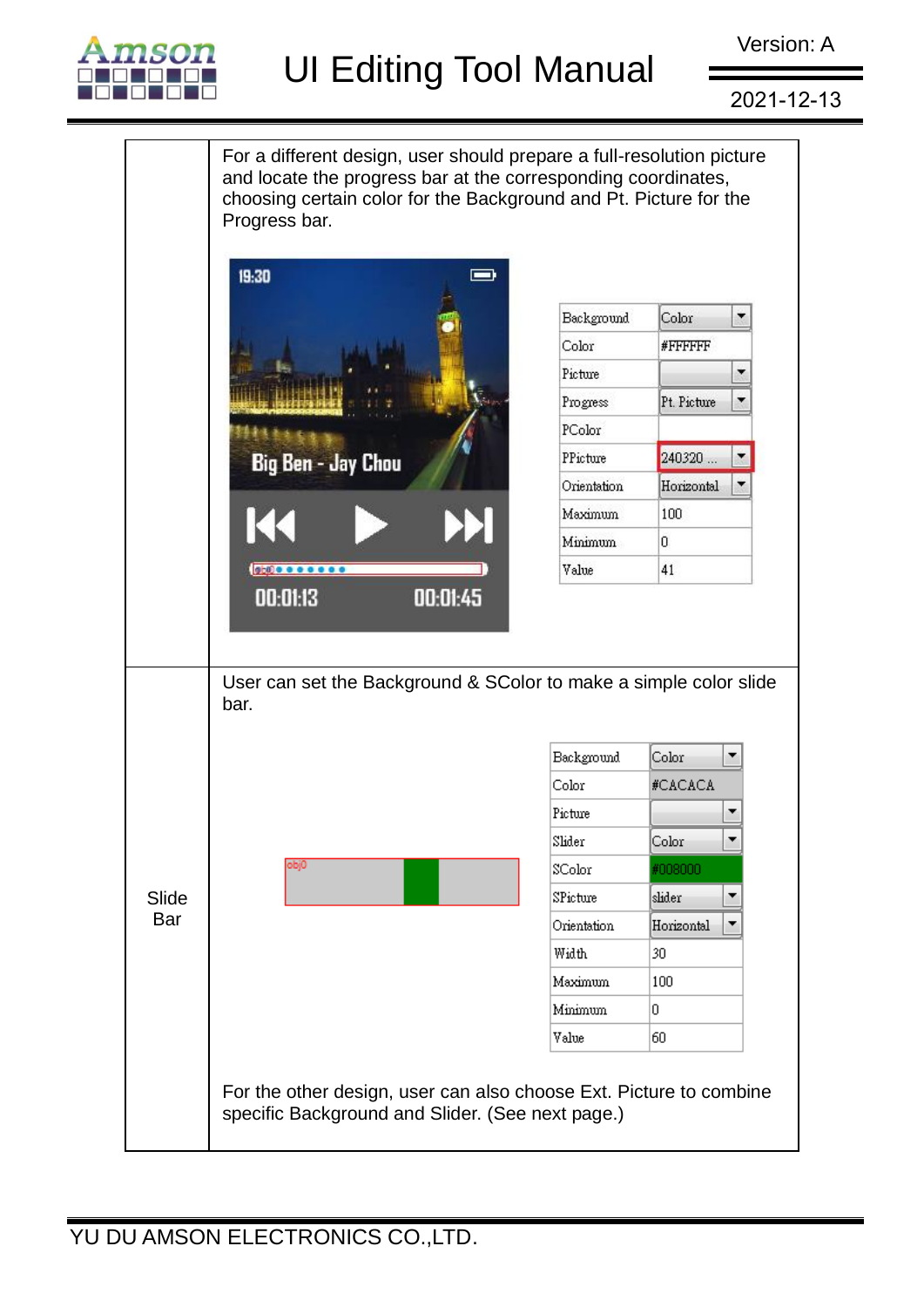| | |
|---|---|
| | For a different design, user should prepare a full-resolution picture and locate the progress bar at the corresponding coordinates, choosing certain color for the Background and Pt. Picture for the Progress bar. |
| Slide Bar | User can set the Background & SColor to make a simple color slide bar. For the other design, user can also choose Ext. Picture to combine specific Background and Slider. (See next page.) |

| Background | Color |
|---|---|
| Color | #FFFFFF |
| Picture | |
| Progress | Pt. Picture |
| PColor | |
| PPicture | 240320 ... |
| Orientation | Horizontal |
| Maximum | 100 |
| Minimum | 0 |
| Value | 41 |

| Background | Color |
|---|---|
| Color | #CACACA |
| Picture | |
| Slider | Color |
| SColor | #008000 |
| SPicture | slider |
| Orientation | Horizontal |
| Width | 30 |
| Maximum | 100 |
| Minimum | 0 |
| Value | 60 |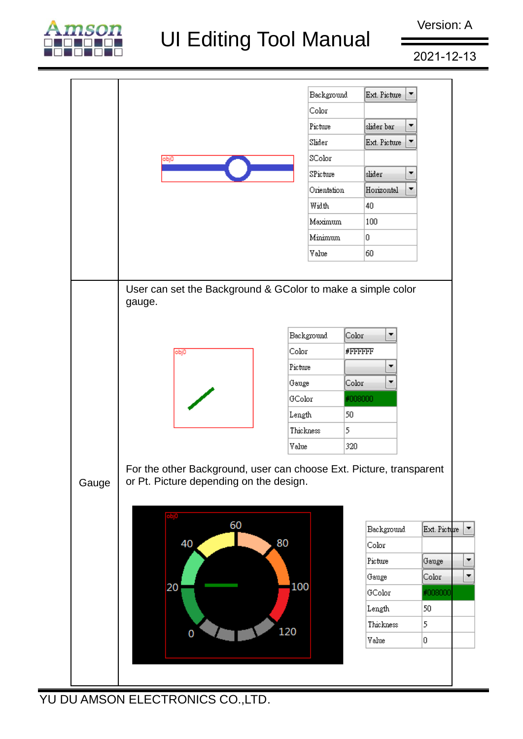| | |
|---|---|
| | obj0<br><br>\| Background \| Ext. Picture \|<br>\| Color \| \|<br>\| Picture \| slider bar \|<br>\| Slider \| Ext. Picture \|<br>\| SColor \| \|<br>\| SPicture \| slider \|<br>\| Orientation \| Horizontal \|<br>\| Width \| 40 \|<br>\| Maximum \| 100 \|<br>\| Minimum \| 0 \|<br>\| Value \| 60 \| |
| Gauge | User can set the Background & GColor to make a simple color gauge.<br><br>obj0<br><br>\| Background \| Color \|<br>\| Color \| #FFFFFF \|<br>\| Picture \| \|<br>\| Gauge \| Color \|<br>\| GColor \| #008000 \|<br>\| Length \| 50 \|<br>\| Thickness \| 5 \|<br>\| Value \| 320 \|<br><br>For the other Background, user can choose Ext. Picture, transparent or Pt. Picture depending on the design.<br><br>obj0 60 40 80 20 100 0 120<br><br>\| Background \| Ext. Picture \|<br>\| Color \| \|<br>\| Picture \| Gauge \|<br>\| Gauge \| Color \|<br>\| GColor \| #008000 \|<br>\| Length \| 50 \|<br>\| Thickness \| 5 \|<br>\| Value \| 0 \| |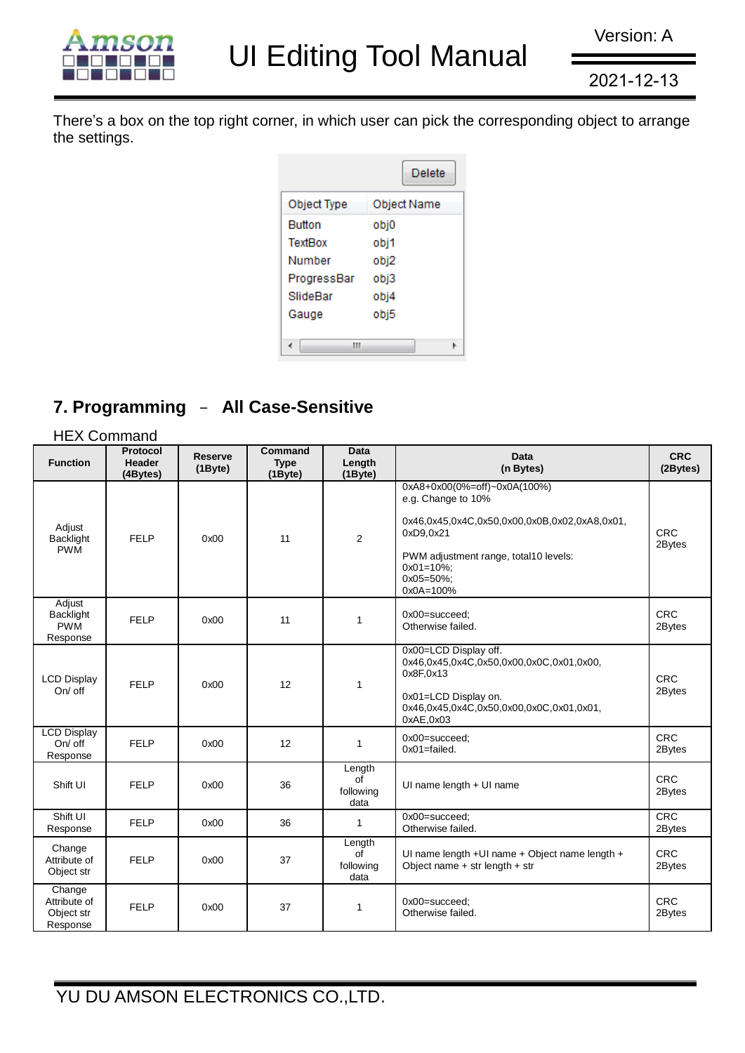There's a box on the top right corner, in which user can pick the corresponding object to arrange the settings.

| Object Type | Object Name |
|---|---|
| Button | obj0 |
| TextBox | obj1 |
| Number | obj2 |
| ProgressBar | obj3 |
| SlideBar | obj4 |
| Gauge | obj5 |

## 7. Programming – All Case-Sensitive

HEX Command

| Function | Protocol Header (4Bytes) | Reserve (1Byte) | Command Type (1Byte) | Data Length (1Byte) | Data (n Bytes) | CRC (2Bytes) |
|---|---|---|---|---|---|---|
| Adjust Backlight PWM | FELP | 0x00 | 11 | 2 | 0xA8+0x00(0%=off)~0x0A(100%)<br>e.g. Change to 10%<br><br>0x46,0x45,0x4C,0x50,0x00,0x0B,0x02,0xA8,0x01, 0xD9,0x21<br><br>PWM adjustment range, total10 levels:<br>0x01=10%;<br>0x05=50%;<br>0x0A=100% | CRC 2Bytes |
| Adjust Backlight PWM Response | FELP | 0x00 | 11 | 1 | 0x00=succeed;<br>Otherwise failed. | CRC 2Bytes |
| LCD Display On/ off | FELP | 0x00 | 12 | 1 | 0x00=LCD Display off.<br>0x46,0x45,0x4C,0x50,0x00,0x0C,0x01,0x00, 0x8F,0x13<br><br>0x01=LCD Display on.<br>0x46,0x45,0x4C,0x50,0x00,0x0C,0x01,0x01, 0xAE,0x03 | CRC 2Bytes |
| LCD Display On/ off Response | FELP | 0x00 | 12 | 1 | 0x00=succeed;<br>0x01=failed. | CRC 2Bytes |
| Shift UI | FELP | 0x00 | 36 | Length of following data | UI name length + UI name | CRC 2Bytes |
| Shift UI Response | FELP | 0x00 | 36 | 1 | 0x00=succeed;<br>Otherwise failed. | CRC 2Bytes |
| Change Attribute of Object str | FELP | 0x00 | 37 | Length of following data | UI name length +UI name + Object name length + Object name + str length + str | CRC 2Bytes |
| Change Attribute of Object str Response | FELP | 0x00 | 37 | 1 | 0x00=succeed;<br>Otherwise failed. | CRC 2Bytes |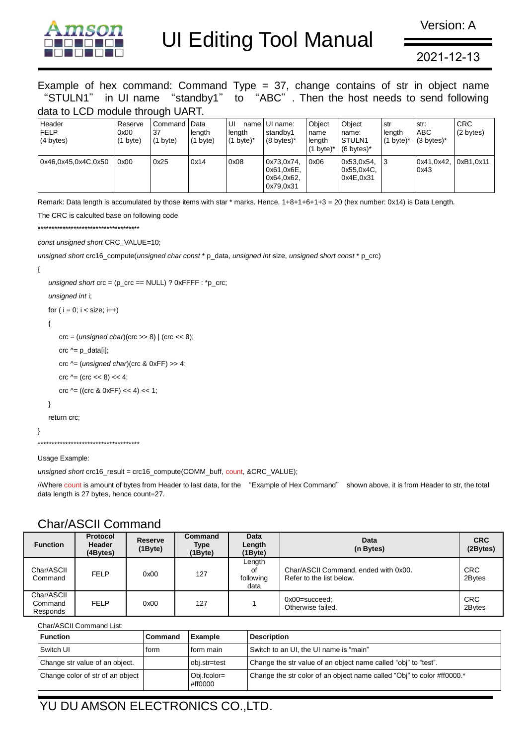Example of hex command: Command Type = 37, change contains of str in object name "STULN1" in UI name "standby1" to "ABC". Then the host needs to send following data to LCD module through UART.

| Header FELP (4 bytes) | Reserve 0x00 (1 byte) | Command 37 (1 byte) | Data length (1 byte) | UI name length (1 byte)* | UI name: standby1 (8 bytes)* | Object name length (1 byte)* | Object name: STULN1 (6 bytes)* | str length (1 byte)* | str: ABC (3 bytes)* | CRC (2 bytes) |
|---|---|---|---|---|---|---|---|---|---|---|
| 0x46,0x45,0x4C,0x50 | 0x00 | 0x25 | 0x14 | 0x08 | 0x73,0x74, 0x61,0x6E, 0x64,0x62, 0x79,0x31 | 0x06 | 0x53,0x54, 0x55,0x4C, 0x4E,0x31 | 3 | 0x41,0x42, 0x43 | 0xB1,0x11 |

Remark: Data length is accumulated by those items with star * marks. Hence, 1+8+1+6+1+3 = 20 (hex number: 0x14) is Data Length.

The CRC is calculted base on following code

```
**************************************

const unsigned short CRC_VALUE=10;

unsigned short crc16_compute(unsigned char const * p_data, unsigned int size, unsigned short const * p_crc)

{
    unsigned short crc = (p_crc == NULL) ? 0xFFFF : *p_crc;
    unsigned int i;
    for ( i = 0; i < size; i++)
    {
        crc = (unsigned char)(crc >> 8) | (crc << 8);
        crc ^= p_data[i];
        crc ^= (unsigned char)(crc & 0xFF) >> 4;
        crc ^= (crc << 8) << 4;
        crc ^= ((crc & 0xFF) << 4) << 1;
    }
    return crc;
}
**************************************
```

Usage Example:

*unsigned short* crc16_result = crc16_compute(COMM_buff, count, &CRC_VALUE);

//Where count is amount of bytes from Header to last data, for the "Example of Hex Command" shown above, it is from Header to str, the total data length is 27 bytes, hence count=27.

## Char/ASCII Command

| Function | Protocol Header (4Bytes) | Reserve (1Byte) | Command Type (1Byte) | Data Length (1Byte) | Data (n Bytes) | CRC (2Bytes) |
|---|---|---|---|---|---|---|
| Char/ASCII Command | FELP | 0x00 | 127 | Length of following data | Char/ASCII Command, ended with 0x00. Refer to the list below. | CRC 2Bytes |
| Char/ASCII Command Responds | FELP | 0x00 | 127 | 1 | 0x00=succeed; Otherwise failed. | CRC 2Bytes |

Char/ASCII Command List:

| Function | Command | Example | Description |
|---|---|---|---|
| Switch UI | form | form main | Switch to an UI, the UI name is "main" |
| Change str value of an object. | | obj.str=test | Change the str value of an object name called "obj" to "test". |
| Change color of str of an object | | Obj.fcolor= #ff0000 | Change the str color of an object name called "Obj" to color #ff0000.* |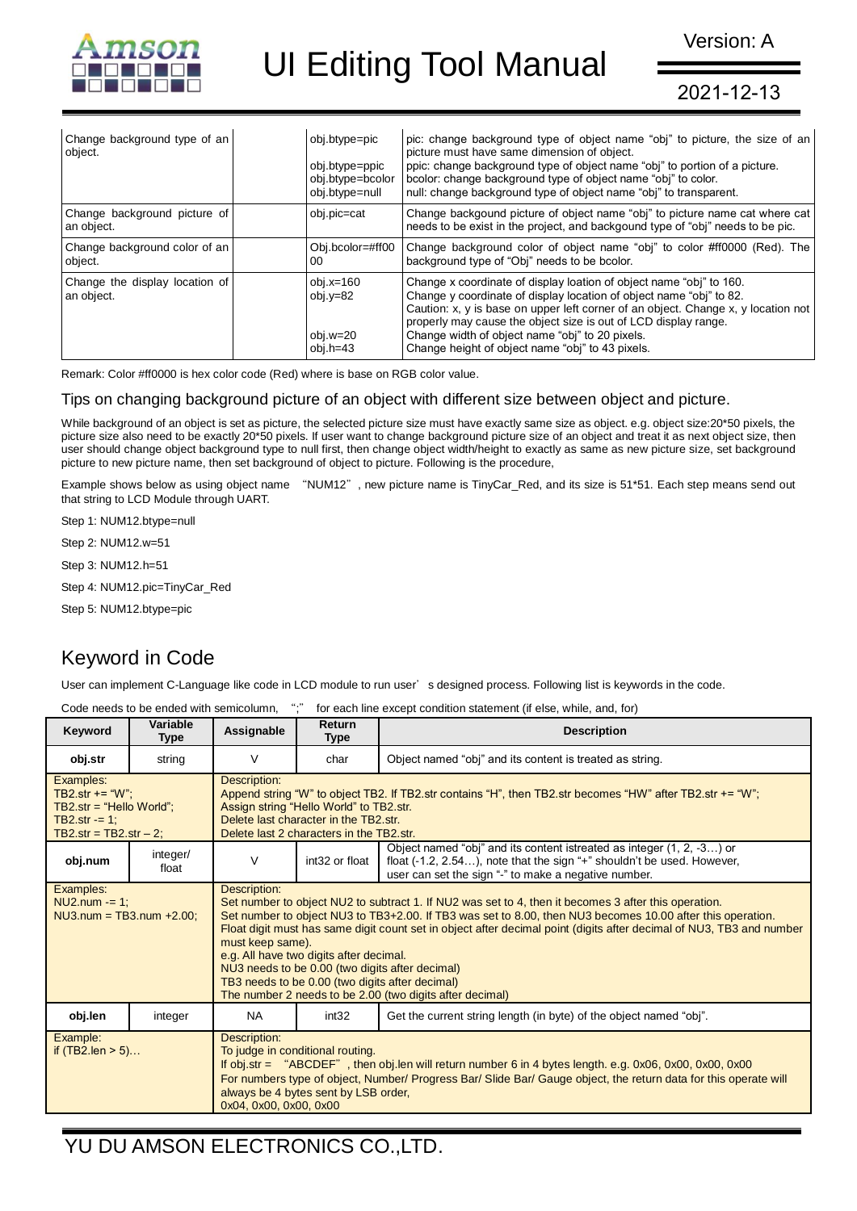| Change background type of an object. | | obj.btype=pic<br><br>obj.btype=ppic<br>obj.btype=bcolor<br>obj.btype=null | pic: change background type of object name "obj" to picture, the size of an picture must have same dimension of object.<br>ppic: change background type of object name "obj" to portion of a picture.<br>bcolor: change background type of object name "obj" to color.<br>null: change background type of object name "obj" to transparent. |
|---|---|---|---|
| Change background picture of an object. | | obj.pic=cat | Change backgound picture of object name "obj" to picture name cat where cat needs to be exist in the project, and backgound type of "obj" needs to be pic. |
| Change background color of an object. | | Obj.bcolor=#ff0000 | Change background color of object name "obj" to color #ff0000 (Red). The background type of "Obj" needs to be bcolor. |
| Change the display location of an object. | | obj.x=160<br>obj.y=82<br><br><br>obj.w=20<br>obj.h=43 | Change x coordinate of display loation of object name "obj" to 160.<br>Change y coordinate of display location of object name "obj" to 82.<br>Caution: x, y is base on upper left corner of an object. Change x, y location not properly may cause the object size is out of LCD display range.<br>Change width of object name "obj" to 20 pixels.<br>Change height of object name "obj" to 43 pixels. |

Remark: Color #ff0000 is hex color code (Red) where is base on RGB color value.

### Tips on changing background picture of an object with different size between object and picture.

While background of an object is set as picture, the selected picture size must have exactly same size as object. e.g. object size:20*50 pixels, the picture size also need to be exactly 20*50 pixels. If user want to change background picture size of an object and treat it as next object size, then user should change object background type to null first, then change object width/height to exactly as same as new picture size, set background picture to new picture name, then set background of object to picture. Following is the procedure,

Example shows below as using object name "NUM12", new picture name is TinyCar_Red, and its size is 51*51. Each step means send out that string to LCD Module through UART.

Step 1: NUM12.btype=null

Step 2: NUM12.w=51

Step 3: NUM12.h=51

Step 4: NUM12.pic=TinyCar_Red

Step 5: NUM12.btype=pic

## Keyword in Code

User can implement C-Language like code in LCD module to run user's designed process. Following list is keywords in the code.

Code needs to be ended with semicolumn, ";" for each line except condition statement (if else, while, and, for)

| Keyword | Variable Type | Assignable | Return Type | Description |
|---|---|---|---|---|
| **obj.str** | string | V | char | Object named "obj" and its content is treated as string. |
| Examples:<br>TB2.str += "W";<br>TB2.str = "Hello World";<br>TB2.str -= 1;<br>TB2.str = TB2.str – 2; | | Description:<br>Append string "W" to object TB2. If TB2.str contains "H", then TB2.str becomes "HW" after TB2.str += "W";<br>Assign string "Hello World" to TB2.str.<br>Delete last character in the TB2.str.<br>Delete last 2 characters in the TB2.str. | | |
| **obj.num** | integer/ float | V | int32 or float | Object named "obj" and its content istreated as integer (1, 2, -3…) or float (-1.2, 2.54…), note that the sign "+" shouldn't be used. However, user can set the sign "-" to make a negative number. |
| Examples:<br>NU2.num -= 1;<br>NU3.num = TB3.num +2.00; | | Description:<br>Set number to object NU2 to subtract 1. If NU2 was set to 4, then it becomes 3 after this operation.<br>Set number to object NU3 to TB3+2.00. If TB3 was set to 8.00, then NU3 becomes 10.00 after this operation.<br>Float digit must has same digit count set in object after decimal point (digits after decimal of NU3, TB3 and number must keep same).<br>e.g. All have two digits after decimal.<br>NU3 needs to be 0.00 (two digits after decimal)<br>TB3 needs to be 0.00 (two digits after decimal)<br>The number 2 needs to be 2.00 (two digits after decimal) | | |
| **obj.len** | integer | NA | int32 | Get the current string length (in byte) of the object named "obj". |
| Example:<br>if (TB2.len > 5)… | | Description:<br>To judge in conditional routing.<br>If obj.str = "ABCDEF", then obj.len will return number 6 in 4 bytes length. e.g. 0x06, 0x00, 0x00, 0x00<br>For numbers type of object, Number/ Progress Bar/ Slide Bar/ Gauge object, the return data for this operate will always be 4 bytes sent by LSB order,<br>0x04, 0x00, 0x00, 0x00 | | |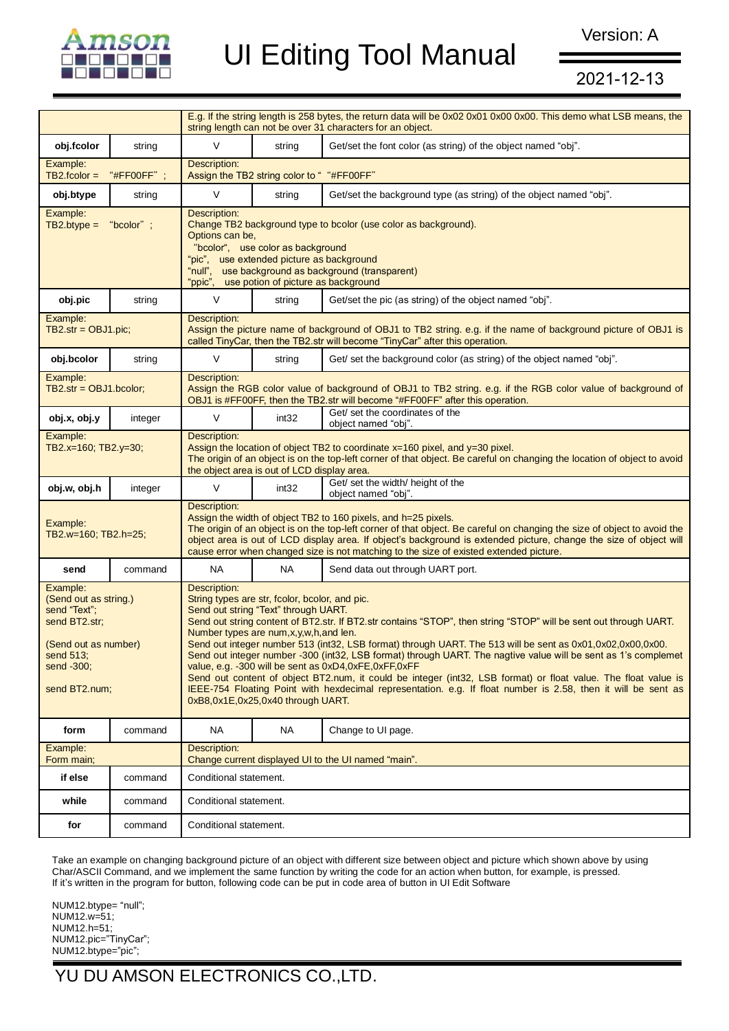| | | | | |
|---|---|---|---|---|
| | | E.g. If the string length is 258 bytes, the return data will be 0x02 0x01 0x00 0x00. This demo what LSB means, the string length can not be over 31 characters for an object. | | |
| **obj.fcolor** | string | V | string | Get/set the font color (as string) of the object named "obj". |
| Example:<br>TB2.fcolor = "#FF00FF" ; | | Description:<br>Assign the TB2 string color to " "#FF00FF" | | |
| **obj.btype** | string | V | string | Get/set the background type (as string) of the object named "obj". |
| Example:<br>TB2.btype = "bcolor" ; | | Description:<br>Change TB2 background type to bcolor (use color as background).<br>Options can be,<br>"bcolor", use color as background<br>"pic", use extended picture as background<br>"null", use background as background (transparent)<br>"ppic", use potion of picture as background | | |
| **obj.pic** | string | V | string | Get/set the pic (as string) of the object named "obj". |
| Example:<br>TB2.str = OBJ1.pic; | | Description:<br>Assign the picture name of background of OBJ1 to TB2 string. e.g. if the name of background picture of OBJ1 is called TinyCar, then the TB2.str will become "TinyCar" after this operation. | | |
| **obj.bcolor** | string | V | string | Get/ set the background color (as string) of the object named "obj". |
| Example:<br>TB2.str = OBJ1.bcolor; | | Description:<br>Assign the RGB color value of background of OBJ1 to TB2 string. e.g. if the RGB color value of background of OBJ1 is #FF00FF, then the TB2.str will become "#FF00FF" after this operation. | | |
| **obj.x, obj.y** | integer | V | int32 | Get/ set the coordinates of the object named "obj". |
| Example:<br>TB2.x=160; TB2.y=30; | | Description:<br>Assign the location of object TB2 to coordinate x=160 pixel, and y=30 pixel.<br>The origin of an object is on the top-left corner of that object. Be careful on changing the location of object to avoid the object area is out of LCD display area. | | |
| **obj.w, obj.h** | integer | V | int32 | Get/ set the width/ height of the object named "obj". |
| Example:<br>TB2.w=160; TB2.h=25; | | Description:<br>Assign the width of object TB2 to 160 pixels, and h=25 pixels.<br>The origin of an object is on the top-left corner of that object. Be careful on changing the size of object to avoid the object area is out of LCD display area. If object's background is extended picture, change the size of object will cause error when changed size is not matching to the size of existed extended picture. | | |
| **send** | command | NA | NA | Send data out through UART port. |
| Example:<br>(Send out as string.)<br>send "Text";<br>send BT2.str;<br><br>(Send out as number)<br>send 513;<br>send -300;<br><br>send BT2.num; | | Description:<br>String types are str, fcolor, bcolor, and pic.<br>Send out string "Text" through UART.<br>Send out string content of BT2.str. If BT2.str contains "STOP", then string "STOP" will be sent out through UART.<br>Number types are num,x,y,w,h,and len.<br>Send out integer number 513 (int32, LSB format) through UART. The 513 will be sent as 0x01,0x02,0x00,0x00.<br>Send out integer number -300 (int32, LSB format) through UART. The nagtive value will be sent as 1's complemet value, e.g. -300 will be sent as 0xD4,0xFE,0xFF,0xFF<br>Send out content of object BT2.num, it could be integer (int32, LSB format) or float value. The float value is IEEE-754 Floating Point with hexdecimal representation. e.g. If float number is 2.58, then it will be sent as 0xB8,0x1E,0x25,0x40 through UART. | | |
| **form** | command | NA | NA | Change to UI page. |
| Example:<br>Form main; | | Description:<br>Change current displayed UI to the UI named "main". | | |
| **if else** | command | Conditional statement. | | |
| **while** | command | Conditional statement. | | |
| **for** | command | Conditional statement. | | |

Take an example on changing background picture of an object with different size between object and picture which shown above by using Char/ASCII Command, and we implement the same function by writing the code for an action when button, for example, is pressed.
If it's written in the program for button, following code can be put in code area of button in UI Edit Software

```
NUM12.btype= "null";
NUM12.w=51;
NUM12.h=51;
NUM12.pic="TinyCar";
NUM12.btype="pic";
```